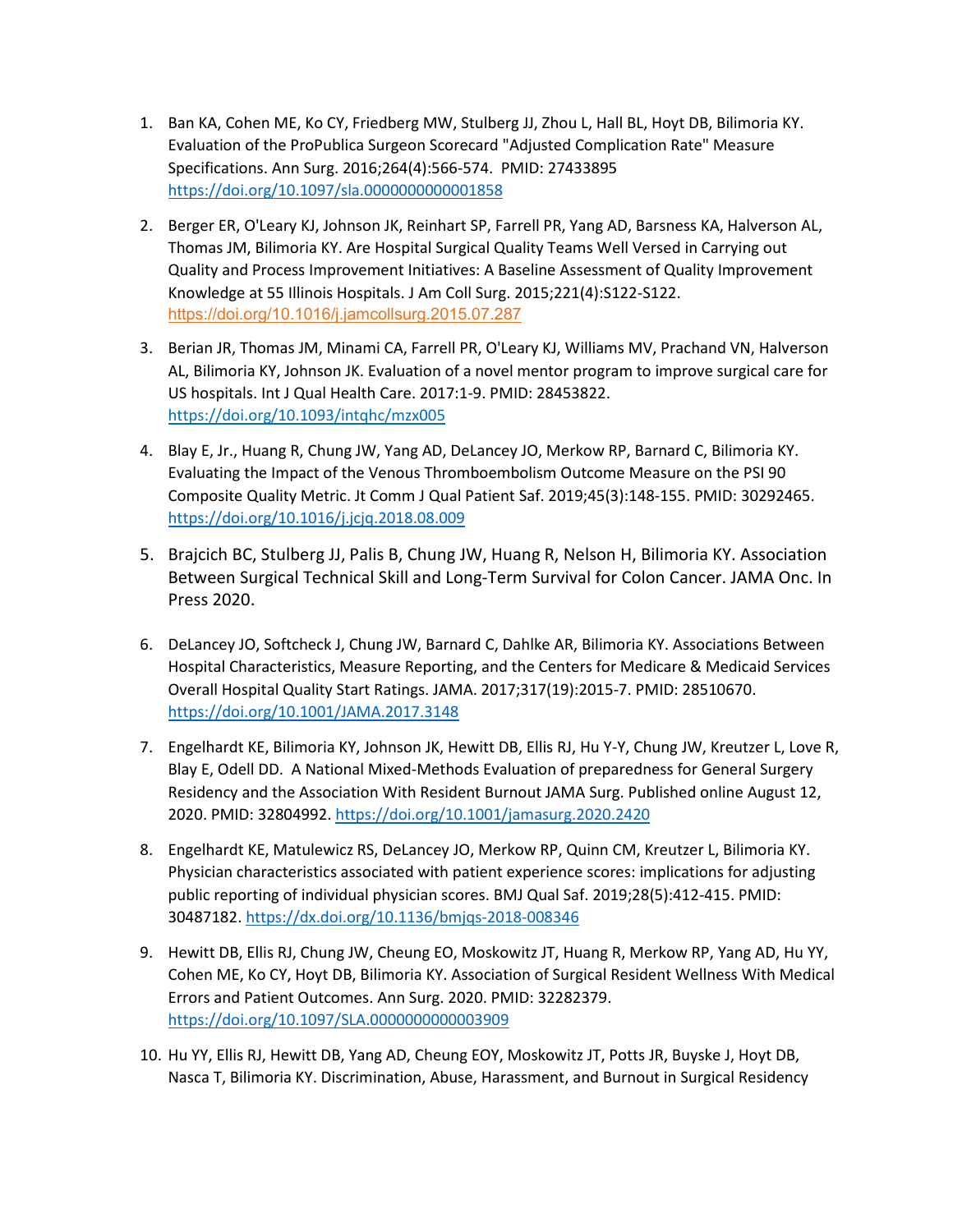1. Ban KA, Cohen ME, Ko CY, Friedberg MW, Stulberg JJ, Zhou L, Hall BL, Hoyt DB, Bilimoria KY. Evaluation of the ProPublica Surgeon Scorecard "Adjusted Complication Rate" Measure Specifications. Ann Surg. 2016;264(4):566-574. PMID: 27433895 https://doi.org/10.1097/sla.0000000000001858

2. Berger ER, O'Leary KJ, Johnson JK, Reinhart SP, Farrell PR, Yang AD, Barsness KA, Halverson AL, Thomas JM, Bilimoria KY. Are Hospital Surgical Quality Teams Well Versed in Carrying out Quality and Process Improvement Initiatives: A Baseline Assessment of Quality Improvement Knowledge at 55 Illinois Hospitals. J Am Coll Surg. 2015;221(4):S122-S122. https://doi.org/10.1016/j.jamcollsurg.2015.07.287

3. Berian JR, Thomas JM, Minami CA, Farrell PR, O'Leary KJ, Williams MV, Prachand VN, Halverson AL, Bilimoria KY, Johnson JK. Evaluation of a novel mentor program to improve surgical care for US hospitals. Int J Qual Health Care. 2017:1-9. PMID: 28453822. https://doi.org/10.1093/intqhc/mzx005

4. Blay E, Jr., Huang R, Chung JW, Yang AD, DeLancey JO, Merkow RP, Barnard C, Bilimoria KY. Evaluating the Impact of the Venous Thromboembolism Outcome Measure on the PSI 90 Composite Quality Metric. Jt Comm J Qual Patient Saf. 2019;45(3):148-155. PMID: 30292465. https://doi.org/10.1016/j.jcjq.2018.08.009

5. Brajcich BC, Stulberg JJ, Palis B, Chung JW, Huang R, Nelson H, Bilimoria KY. Association Between Surgical Technical Skill and Long-Term Survival for Colon Cancer. JAMA Onc. In Press 2020.

6. DeLancey JO, Softcheck J, Chung JW, Barnard C, Dahlke AR, Bilimoria KY. Associations Between Hospital Characteristics, Measure Reporting, and the Centers for Medicare & Medicaid Services Overall Hospital Quality Start Ratings. JAMA. 2017;317(19):2015-7. PMID: 28510670. https://doi.org/10.1001/JAMA.2017.3148

7. Engelhardt KE, Bilimoria KY, Johnson JK, Hewitt DB, Ellis RJ, Hu Y-Y, Chung JW, Kreutzer L, Love R, Blay E, Odell DD. A National Mixed-Methods Evaluation of preparedness for General Surgery Residency and the Association With Resident Burnout JAMA Surg. Published online August 12, 2020. PMID: 32804992. https://doi.org/10.1001/jamasurg.2020.2420

8. Engelhardt KE, Matulewicz RS, DeLancey JO, Merkow RP, Quinn CM, Kreutzer L, Bilimoria KY. Physician characteristics associated with patient experience scores: implications for adjusting public reporting of individual physician scores. BMJ Qual Saf. 2019;28(5):412-415. PMID: 30487182. https://dx.doi.org/10.1136/bmjqs-2018-008346

9. Hewitt DB, Ellis RJ, Chung JW, Cheung EO, Moskowitz JT, Huang R, Merkow RP, Yang AD, Hu YY, Cohen ME, Ko CY, Hoyt DB, Bilimoria KY. Association of Surgical Resident Wellness With Medical Errors and Patient Outcomes. Ann Surg. 2020. PMID: 32282379. https://doi.org/10.1097/SLA.0000000000003909

10. Hu YY, Ellis RJ, Hewitt DB, Yang AD, Cheung EOY, Moskowitz JT, Potts JR, Buyske J, Hoyt DB, Nasca T, Bilimoria KY. Discrimination, Abuse, Harassment, and Burnout in Surgical Residency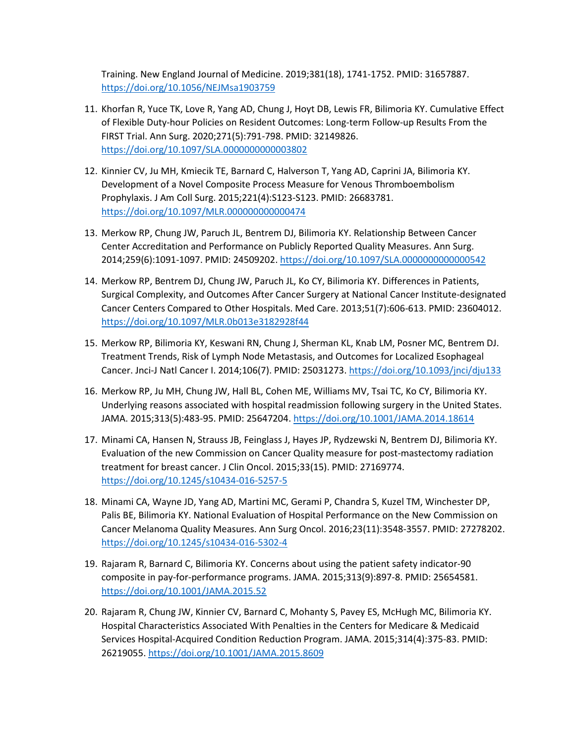Training. New England Journal of Medicine. 2019;381(18), 1741-1752. PMID: 31657887. https://doi.org/10.1056/NEJMsa1903759

11. Khorfan R, Yuce TK, Love R, Yang AD, Chung J, Hoyt DB, Lewis FR, Bilimoria KY. Cumulative Effect of Flexible Duty-hour Policies on Resident Outcomes: Long-term Follow-up Results From the FIRST Trial. Ann Surg. 2020;271(5):791-798. PMID: 32149826. https://doi.org/10.1097/SLA.0000000000003802

12. Kinnier CV, Ju MH, Kmiecik TE, Barnard C, Halverson T, Yang AD, Caprini JA, Bilimoria KY. Development of a Novel Composite Process Measure for Venous Thromboembolism Prophylaxis. J Am Coll Surg. 2015;221(4):S123-S123. PMID: 26683781. https://doi.org/10.1097/MLR.000000000000474

13. Merkow RP, Chung JW, Paruch JL, Bentrem DJ, Bilimoria KY. Relationship Between Cancer Center Accreditation and Performance on Publicly Reported Quality Measures. Ann Surg. 2014;259(6):1091-1097. PMID: 24509202. https://doi.org/10.1097/SLA.0000000000000542

14. Merkow RP, Bentrem DJ, Chung JW, Paruch JL, Ko CY, Bilimoria KY. Differences in Patients, Surgical Complexity, and Outcomes After Cancer Surgery at National Cancer Institute-designated Cancer Centers Compared to Other Hospitals. Med Care. 2013;51(7):606-613. PMID: 23604012. https://doi.org/10.1097/MLR.0b013e3182928f44

15. Merkow RP, Bilimoria KY, Keswani RN, Chung J, Sherman KL, Knab LM, Posner MC, Bentrem DJ. Treatment Trends, Risk of Lymph Node Metastasis, and Outcomes for Localized Esophageal Cancer. Jnci-J Natl Cancer I. 2014;106(7). PMID: 25031273. https://doi.org/10.1093/jnci/dju133

16. Merkow RP, Ju MH, Chung JW, Hall BL, Cohen ME, Williams MV, Tsai TC, Ko CY, Bilimoria KY. Underlying reasons associated with hospital readmission following surgery in the United States. JAMA. 2015;313(5):483-95. PMID: 25647204. https://doi.org/10.1001/JAMA.2014.18614

17. Minami CA, Hansen N, Strauss JB, Feinglass J, Hayes JP, Rydzewski N, Bentrem DJ, Bilimoria KY. Evaluation of the new Commission on Cancer Quality measure for post-mastectomy radiation treatment for breast cancer. J Clin Oncol. 2015;33(15). PMID: 27169774. https://doi.org/10.1245/s10434-016-5257-5

18. Minami CA, Wayne JD, Yang AD, Martini MC, Gerami P, Chandra S, Kuzel TM, Winchester DP, Palis BE, Bilimoria KY. National Evaluation of Hospital Performance on the New Commission on Cancer Melanoma Quality Measures. Ann Surg Oncol. 2016;23(11):3548-3557. PMID: 27278202. https://doi.org/10.1245/s10434-016-5302-4

19. Rajaram R, Barnard C, Bilimoria KY. Concerns about using the patient safety indicator-90 composite in pay-for-performance programs. JAMA. 2015;313(9):897-8. PMID: 25654581. https://doi.org/10.1001/JAMA.2015.52

20. Rajaram R, Chung JW, Kinnier CV, Barnard C, Mohanty S, Pavey ES, McHugh MC, Bilimoria KY. Hospital Characteristics Associated With Penalties in the Centers for Medicare & Medicaid Services Hospital-Acquired Condition Reduction Program. JAMA. 2015;314(4):375-83. PMID: 26219055. https://doi.org/10.1001/JAMA.2015.8609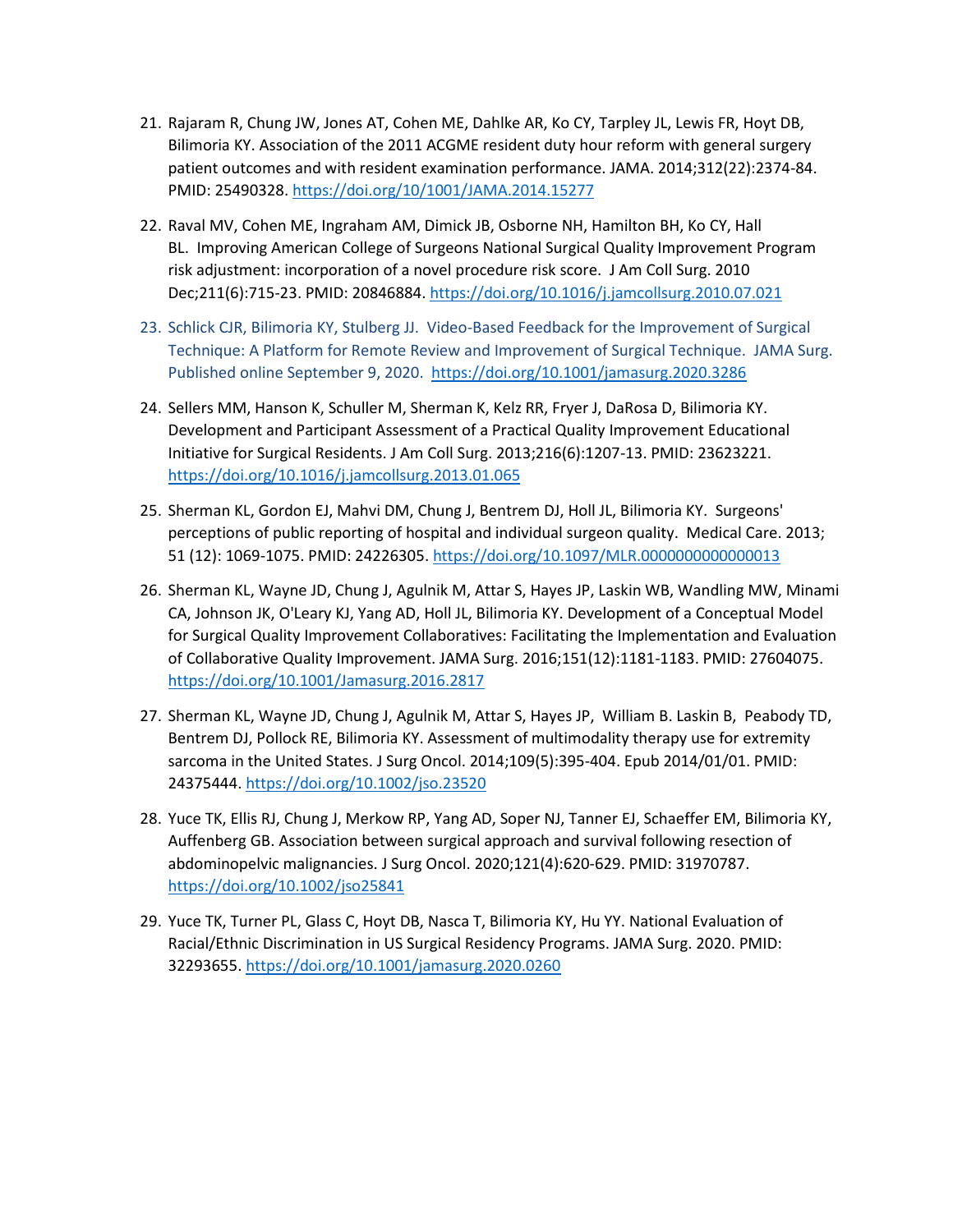21. Rajaram R, Chung JW, Jones AT, Cohen ME, Dahlke AR, Ko CY, Tarpley JL, Lewis FR, Hoyt DB, Bilimoria KY. Association of the 2011 ACGME resident duty hour reform with general surgery patient outcomes and with resident examination performance. JAMA. 2014;312(22):2374-84. PMID: 25490328. https://doi.org/10/1001/JAMA.2014.15277

22. Raval MV, Cohen ME, Ingraham AM, Dimick JB, Osborne NH, Hamilton BH, Ko CY, Hall BL. Improving American College of Surgeons National Surgical Quality Improvement Program risk adjustment: incorporation of a novel procedure risk score. J Am Coll Surg. 2010 Dec;211(6):715-23. PMID: 20846884. https://doi.org/10.1016/j.jamcollsurg.2010.07.021

23. Schlick CJR, Bilimoria KY, Stulberg JJ. Video-Based Feedback for the Improvement of Surgical Technique: A Platform for Remote Review and Improvement of Surgical Technique. JAMA Surg. Published online September 9, 2020. https://doi.org/10.1001/jamasurg.2020.3286

24. Sellers MM, Hanson K, Schuller M, Sherman K, Kelz RR, Fryer J, DaRosa D, Bilimoria KY. Development and Participant Assessment of a Practical Quality Improvement Educational Initiative for Surgical Residents. J Am Coll Surg. 2013;216(6):1207-13. PMID: 23623221. https://doi.org/10.1016/j.jamcollsurg.2013.01.065

25. Sherman KL, Gordon EJ, Mahvi DM, Chung J, Bentrem DJ, Holl JL, Bilimoria KY. Surgeons' perceptions of public reporting of hospital and individual surgeon quality. Medical Care. 2013; 51 (12): 1069-1075. PMID: 24226305. https://doi.org/10.1097/MLR.0000000000000013

26. Sherman KL, Wayne JD, Chung J, Agulnik M, Attar S, Hayes JP, Laskin WB, Wandling MW, Minami CA, Johnson JK, O'Leary KJ, Yang AD, Holl JL, Bilimoria KY. Development of a Conceptual Model for Surgical Quality Improvement Collaboratives: Facilitating the Implementation and Evaluation of Collaborative Quality Improvement. JAMA Surg. 2016;151(12):1181-1183. PMID: 27604075. https://doi.org/10.1001/Jamasurg.2016.2817

27. Sherman KL, Wayne JD, Chung J, Agulnik M, Attar S, Hayes JP, William B. Laskin B, Peabody TD, Bentrem DJ, Pollock RE, Bilimoria KY. Assessment of multimodality therapy use for extremity sarcoma in the United States. J Surg Oncol. 2014;109(5):395-404. Epub 2014/01/01. PMID: 24375444. https://doi.org/10.1002/jso.23520

28. Yuce TK, Ellis RJ, Chung J, Merkow RP, Yang AD, Soper NJ, Tanner EJ, Schaeffer EM, Bilimoria KY, Auffenberg GB. Association between surgical approach and survival following resection of abdominopelvic malignancies. J Surg Oncol. 2020;121(4):620-629. PMID: 31970787. https://doi.org/10.1002/jso25841

29. Yuce TK, Turner PL, Glass C, Hoyt DB, Nasca T, Bilimoria KY, Hu YY. National Evaluation of Racial/Ethnic Discrimination in US Surgical Residency Programs. JAMA Surg. 2020. PMID: 32293655. https://doi.org/10.1001/jamasurg.2020.0260